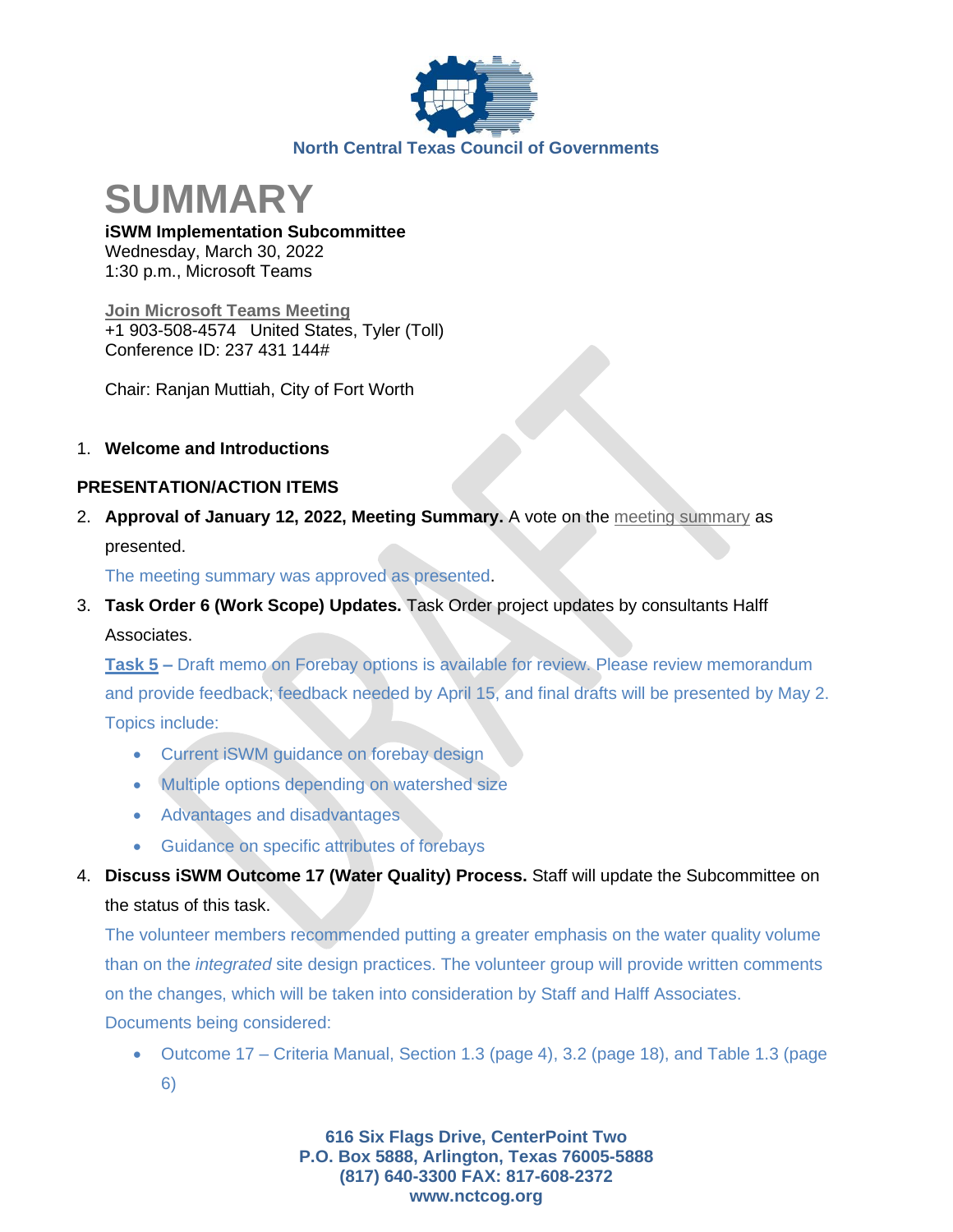North Central Texas Council of Governments

# SUMMARY

**iSWM Implementation Subcommittee**
Wednesday, March 30, 2022
1:30 p.m., Microsoft Teams

Join Microsoft Teams Meeting
+1 903-508-4574 United States, Tyler (Toll)
Conference ID: 237 431 144#

Chair: Ranjan Muttiah, City of Fort Worth

1. **Welcome and Introductions**

## PRESENTATION/ACTION ITEMS

2. **Approval of January 12, 2022, Meeting Summary.** A vote on the meeting summary as presented.

   The meeting summary was approved as presented.

3. **Task Order 6 (Work Scope) Updates.** Task Order project updates by consultants Halff Associates.

   **Task 5 –** Draft memo on Forebay options is available for review. Please review memorandum and provide feedback; feedback needed by April 15, and final drafts will be presented by May 2. Topics include:

   - Current iSWM guidance on forebay design
   - Multiple options depending on watershed size
   - Advantages and disadvantages
   - Guidance on specific attributes of forebays

4. **Discuss iSWM Outcome 17 (Water Quality) Process.** Staff will update the Subcommittee on the status of this task.

   The volunteer members recommended putting a greater emphasis on the water quality volume than on the *integrated* site design practices. The volunteer group will provide written comments on the changes, which will be taken into consideration by Staff and Halff Associates. Documents being considered:

   - Outcome 17 – Criteria Manual, Section 1.3 (page 4), 3.2 (page 18), and Table 1.3 (page 6)

616 Six Flags Drive, CenterPoint Two
P.O. Box 5888, Arlington, Texas 76005-5888
(817) 640-3300 FAX: 817-608-2372
www.nctcog.org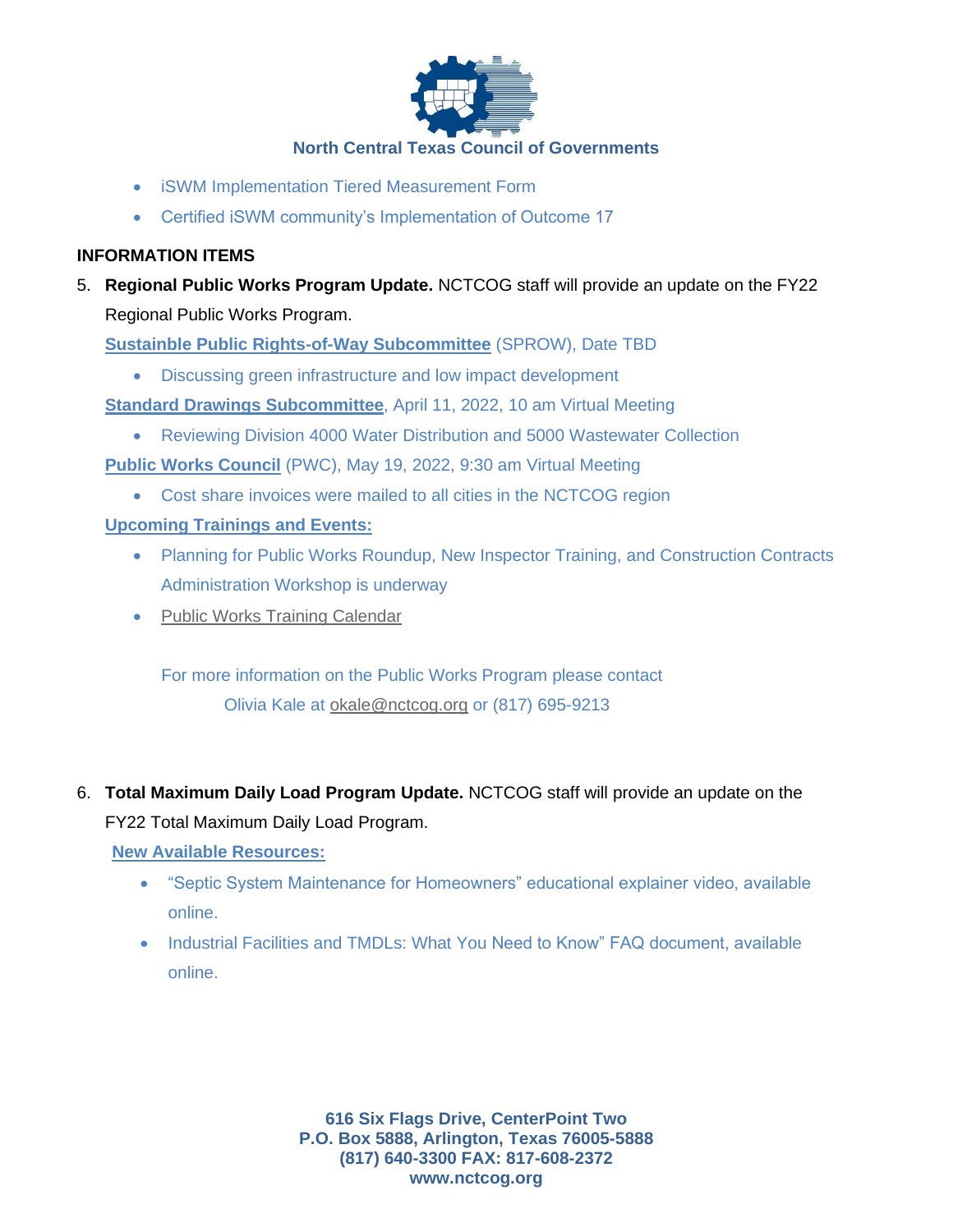- iSWM Implementation Tiered Measurement Form
- Certified iSWM community's Implementation of Outcome 17

**INFORMATION ITEMS**

5. **Regional Public Works Program Update.** NCTCOG staff will provide an update on the FY22 Regional Public Works Program.

   **Sustainble Public Rights-of-Way Subcommittee** (SPROW), Date TBD

   - Discussing green infrastructure and low impact development

   **Standard Drawings Subcommittee**, April 11, 2022, 10 am Virtual Meeting

   - Reviewing Division 4000 Water Distribution and 5000 Wastewater Collection

   **Public Works Council** (PWC), May 19, 2022, 9:30 am Virtual Meeting

   - Cost share invoices were mailed to all cities in the NCTCOG region

   **Upcoming Trainings and Events:**

   - Planning for Public Works Roundup, New Inspector Training, and Construction Contracts Administration Workshop is underway
   - Public Works Training Calendar

   For more information on the Public Works Program please contact Olivia Kale at okale@nctcog.org or (817) 695-9213

6. **Total Maximum Daily Load Program Update.** NCTCOG staff will provide an update on the FY22 Total Maximum Daily Load Program.

   **New Available Resources:**

   - "Septic System Maintenance for Homeowners" educational explainer video, available online.
   - Industrial Facilities and TMDLs: What You Need to Know" FAQ document, available online.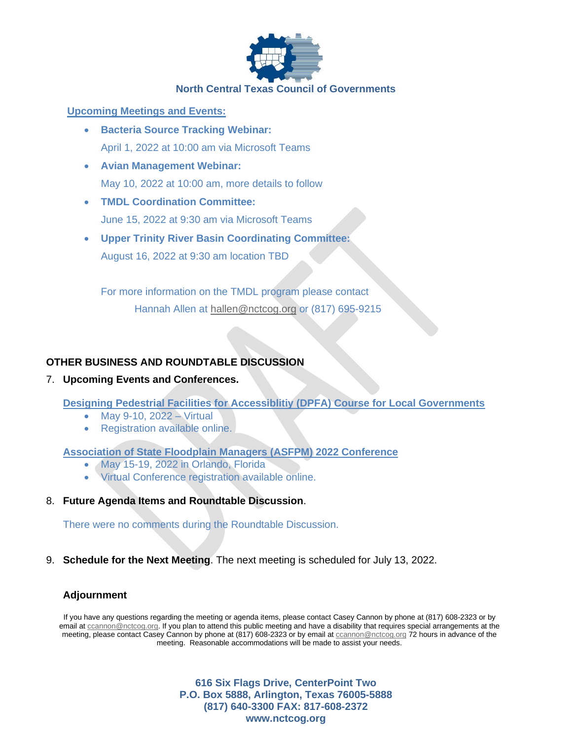North Central Texas Council of Governments

**Upcoming Meetings and Events:**

- **Bacteria Source Tracking Webinar:**
  April 1, 2022 at 10:00 am via Microsoft Teams
- **Avian Management Webinar:**
  May 10, 2022 at 10:00 am, more details to follow
- **TMDL Coordination Committee:**
  June 15, 2022 at 9:30 am via Microsoft Teams
- **Upper Trinity River Basin Coordinating Committee:**
  August 16, 2022 at 9:30 am location TBD

For more information on the TMDL program please contact Hannah Allen at hallen@nctcog.org or (817) 695-9215

## OTHER BUSINESS AND ROUNDTABLE DISCUSSION

7. **Upcoming Events and Conferences.**

   **Designing Pedestrial Facilities for Accessiblitiy (DPFA) Course for Local Governments**
   - May 9-10, 2022 – Virtual
   - Registration available online.

   **Association of State Floodplain Managers (ASFPM) 2022 Conference**
   - May 15-19, 2022 in Orlando, Florida
   - Virtual Conference registration available online.

8. **Future Agenda Items and Roundtable Discussion**.

   There were no comments during the Roundtable Discussion.

9. **Schedule for the Next Meeting**. The next meeting is scheduled for July 13, 2022.

**Adjournment**

If you have any questions regarding the meeting or agenda items, please contact Casey Cannon by phone at (817) 608-2323 or by email at ccannon@nctcog.org. If you plan to attend this public meeting and have a disability that requires special arrangements at the meeting, please contact Casey Cannon by phone at (817) 608-2323 or by email at ccannon@nctcog.org 72 hours in advance of the meeting. Reasonable accommodations will be made to assist your needs.

**616 Six Flags Drive, CenterPoint Two**
**P.O. Box 5888, Arlington, Texas 76005-5888**
**(817) 640-3300 FAX: 817-608-2372**
**www.nctcog.org**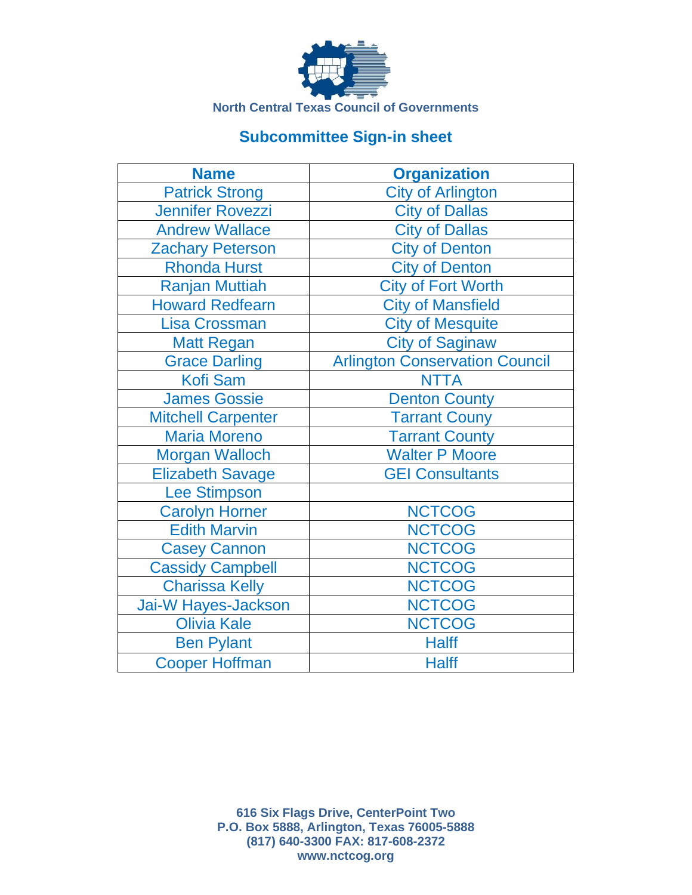North Central Texas Council of Governments

## Subcommittee Sign-in sheet

| Name | Organization |
|---|---|
| Patrick Strong | City of Arlington |
| Jennifer Rovezzi | City of Dallas |
| Andrew Wallace | City of Dallas |
| Zachary Peterson | City of Denton |
| Rhonda Hurst | City of Denton |
| Ranjan Muttiah | City of Fort Worth |
| Howard Redfearn | City of Mansfield |
| Lisa Crossman | City of Mesquite |
| Matt Regan | City of Saginaw |
| Grace Darling | Arlington Conservation Council |
| Kofi Sam | NTTA |
| James Gossie | Denton County |
| Mitchell Carpenter | Tarrant Couny |
| Maria Moreno | Tarrant County |
| Morgan Walloch | Walter P Moore |
| Elizabeth Savage | GEI Consultants |
| Lee Stimpson | |
| Carolyn Horner | NCTCOG |
| Edith Marvin | NCTCOG |
| Casey Cannon | NCTCOG |
| Cassidy Campbell | NCTCOG |
| Charissa Kelly | NCTCOG |
| Jai-W Hayes-Jackson | NCTCOG |
| Olivia Kale | NCTCOG |
| Ben Pylant | Halff |
| Cooper Hoffman | Halff |

**616 Six Flags Drive, CenterPoint Two**
**P.O. Box 5888, Arlington, Texas 76005-5888**
**(817) 640-3300 FAX: 817-608-2372**
**www.nctcog.org**